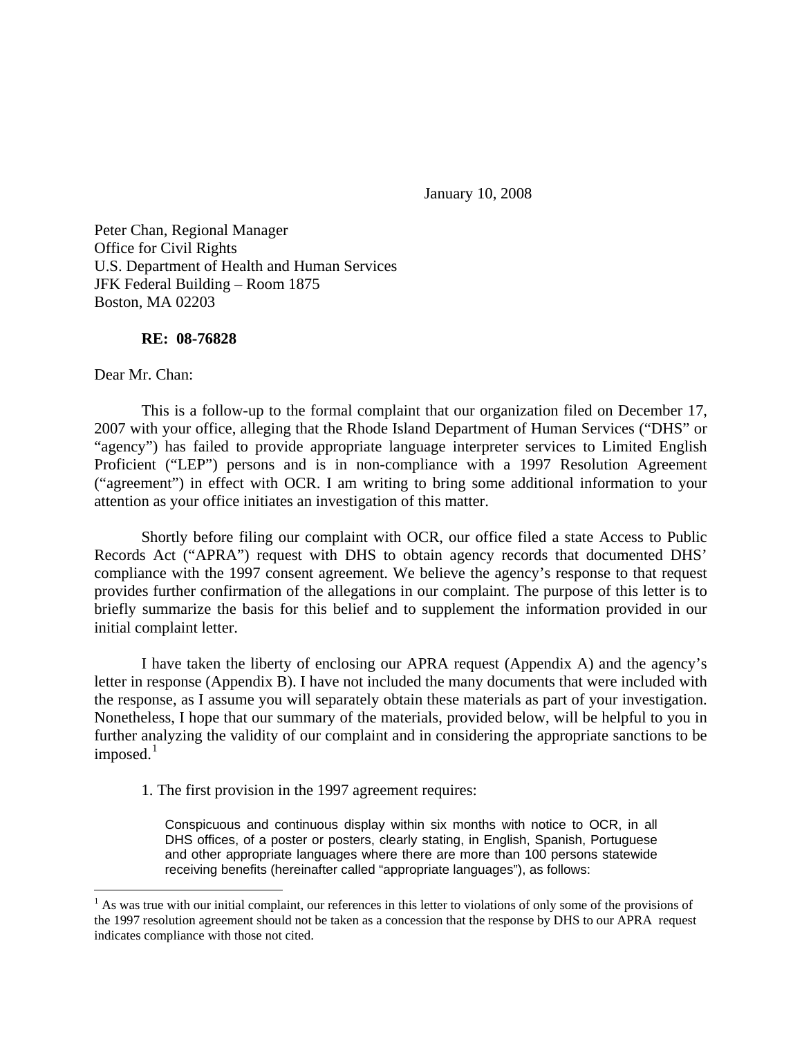January 10, 2008

Peter Chan, Regional Manager
Office for Civil Rights
U.S. Department of Health and Human Services
JFK Federal Building – Room 1875
Boston, MA 02203

**RE: 08-76828**

Dear Mr. Chan:

This is a follow-up to the formal complaint that our organization filed on December 17, 2007 with your office, alleging that the Rhode Island Department of Human Services ("DHS" or "agency") has failed to provide appropriate language interpreter services to Limited English Proficient ("LEP") persons and is in non-compliance with a 1997 Resolution Agreement ("agreement") in effect with OCR. I am writing to bring some additional information to your attention as your office initiates an investigation of this matter.

Shortly before filing our complaint with OCR, our office filed a state Access to Public Records Act ("APRA") request with DHS to obtain agency records that documented DHS' compliance with the 1997 consent agreement. We believe the agency's response to that request provides further confirmation of the allegations in our complaint. The purpose of this letter is to briefly summarize the basis for this belief and to supplement the information provided in our initial complaint letter.

I have taken the liberty of enclosing our APRA request (Appendix A) and the agency's letter in response (Appendix B). I have not included the many documents that were included with the response, as I assume you will separately obtain these materials as part of your investigation. Nonetheless, I hope that our summary of the materials, provided below, will be helpful to you in further analyzing the validity of our complaint and in considering the appropriate sanctions to be imposed.[1]

1. The first provision in the 1997 agreement requires:

> Conspicuous and continuous display within six months with notice to OCR, in all DHS offices, of a poster or posters, clearly stating, in English, Spanish, Portuguese and other appropriate languages where there are more than 100 persons statewide receiving benefits (hereinafter called "appropriate languages"), as follows:

[1] As was true with our initial complaint, our references in this letter to violations of only some of the provisions of the 1997 resolution agreement should not be taken as a concession that the response by DHS to our APRA request indicates compliance with those not cited.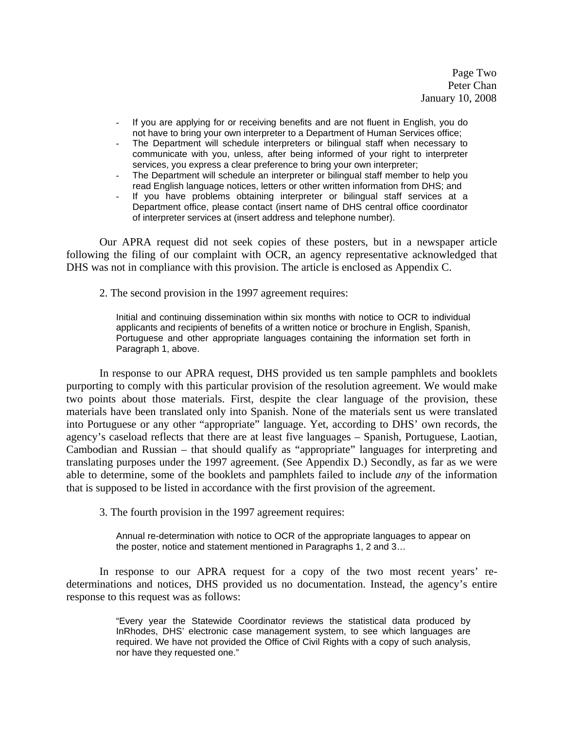- If you are applying for or receiving benefits and are not fluent in English, you do not have to bring your own interpreter to a Department of Human Services office;
- The Department will schedule interpreters or bilingual staff when necessary to communicate with you, unless, after being informed of your right to interpreter services, you express a clear preference to bring your own interpreter;
- The Department will schedule an interpreter or bilingual staff member to help you read English language notices, letters or other written information from DHS; and
- If you have problems obtaining interpreter or bilingual staff services at a Department office, please contact (insert name of DHS central office coordinator of interpreter services at (insert address and telephone number).

Our APRA request did not seek copies of these posters, but in a newspaper article following the filing of our complaint with OCR, an agency representative acknowledged that DHS was not in compliance with this provision. The article is enclosed as Appendix C.

2. The second provision in the 1997 agreement requires:

> Initial and continuing dissemination within six months with notice to OCR to individual applicants and recipients of benefits of a written notice or brochure in English, Spanish, Portuguese and other appropriate languages containing the information set forth in Paragraph 1, above.

In response to our APRA request, DHS provided us ten sample pamphlets and booklets purporting to comply with this particular provision of the resolution agreement. We would make two points about those materials. First, despite the clear language of the provision, these materials have been translated only into Spanish. None of the materials sent us were translated into Portuguese or any other "appropriate" language. Yet, according to DHS' own records, the agency's caseload reflects that there are at least five languages – Spanish, Portuguese, Laotian, Cambodian and Russian – that should qualify as "appropriate" languages for interpreting and translating purposes under the 1997 agreement. (See Appendix D.) Secondly, as far as we were able to determine, some of the booklets and pamphlets failed to include *any* of the information that is supposed to be listed in accordance with the first provision of the agreement.

3. The fourth provision in the 1997 agreement requires:

> Annual re-determination with notice to OCR of the appropriate languages to appear on the poster, notice and statement mentioned in Paragraphs 1, 2 and 3…

In response to our APRA request for a copy of the two most recent years' re-determinations and notices, DHS provided us no documentation. Instead, the agency's entire response to this request was as follows:

> "Every year the Statewide Coordinator reviews the statistical data produced by InRhodes, DHS' electronic case management system, to see which languages are required. We have not provided the Office of Civil Rights with a copy of such analysis, nor have they requested one."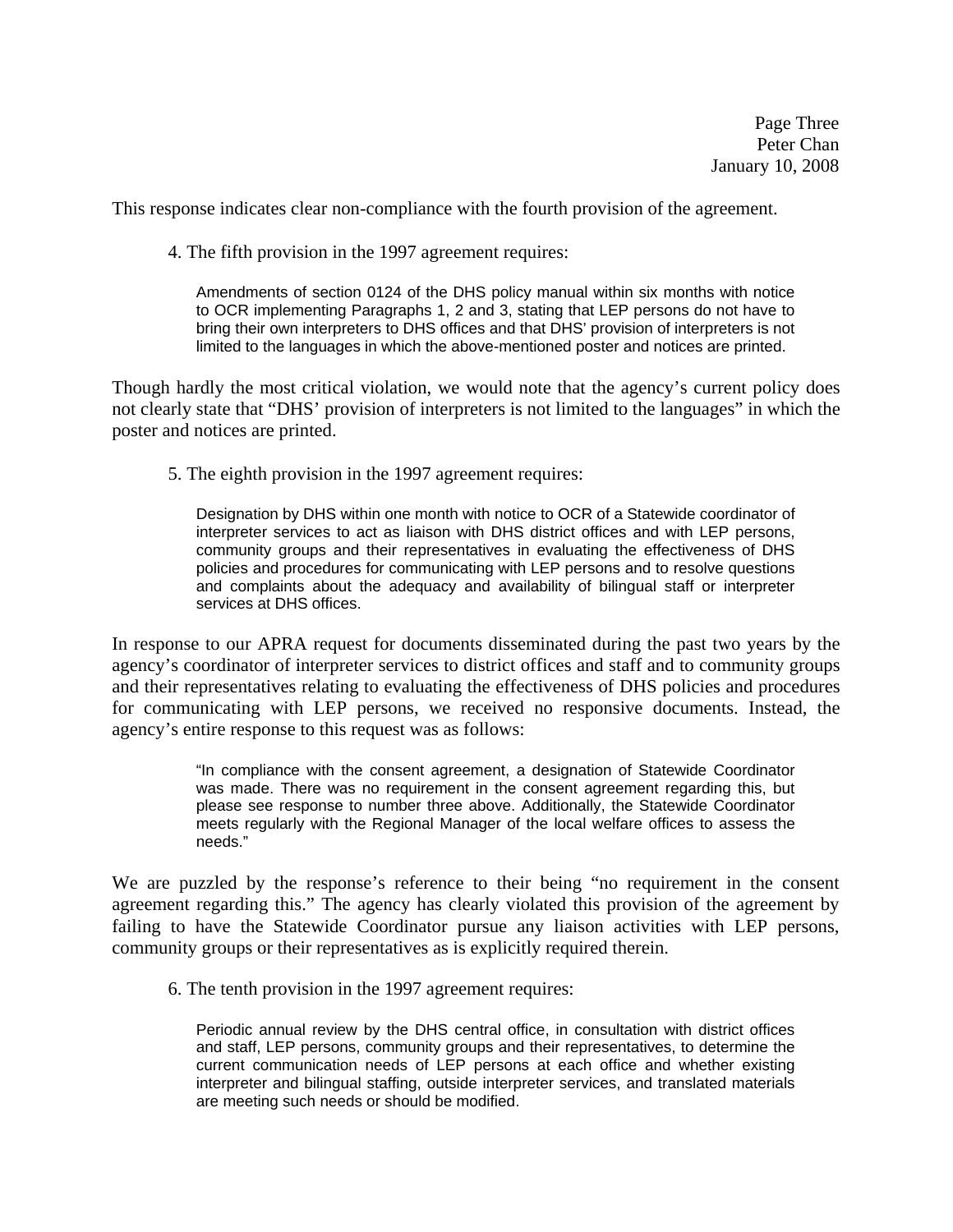This response indicates clear non-compliance with the fourth provision of the agreement.

4. The fifth provision in the 1997 agreement requires:

> Amendments of section 0124 of the DHS policy manual within six months with notice to OCR implementing Paragraphs 1, 2 and 3, stating that LEP persons do not have to bring their own interpreters to DHS offices and that DHS' provision of interpreters is not limited to the languages in which the above-mentioned poster and notices are printed.

Though hardly the most critical violation, we would note that the agency's current policy does not clearly state that "DHS' provision of interpreters is not limited to the languages" in which the poster and notices are printed.

5. The eighth provision in the 1997 agreement requires:

> Designation by DHS within one month with notice to OCR of a Statewide coordinator of interpreter services to act as liaison with DHS district offices and with LEP persons, community groups and their representatives in evaluating the effectiveness of DHS policies and procedures for communicating with LEP persons and to resolve questions and complaints about the adequacy and availability of bilingual staff or interpreter services at DHS offices.

In response to our APRA request for documents disseminated during the past two years by the agency's coordinator of interpreter services to district offices and staff and to community groups and their representatives relating to evaluating the effectiveness of DHS policies and procedures for communicating with LEP persons, we received no responsive documents. Instead, the agency's entire response to this request was as follows:

> "In compliance with the consent agreement, a designation of Statewide Coordinator was made. There was no requirement in the consent agreement regarding this, but please see response to number three above. Additionally, the Statewide Coordinator meets regularly with the Regional Manager of the local welfare offices to assess the needs."

We are puzzled by the response's reference to their being "no requirement in the consent agreement regarding this." The agency has clearly violated this provision of the agreement by failing to have the Statewide Coordinator pursue any liaison activities with LEP persons, community groups or their representatives as is explicitly required therein.

6. The tenth provision in the 1997 agreement requires:

> Periodic annual review by the DHS central office, in consultation with district offices and staff, LEP persons, community groups and their representatives, to determine the current communication needs of LEP persons at each office and whether existing interpreter and bilingual staffing, outside interpreter services, and translated materials are meeting such needs or should be modified.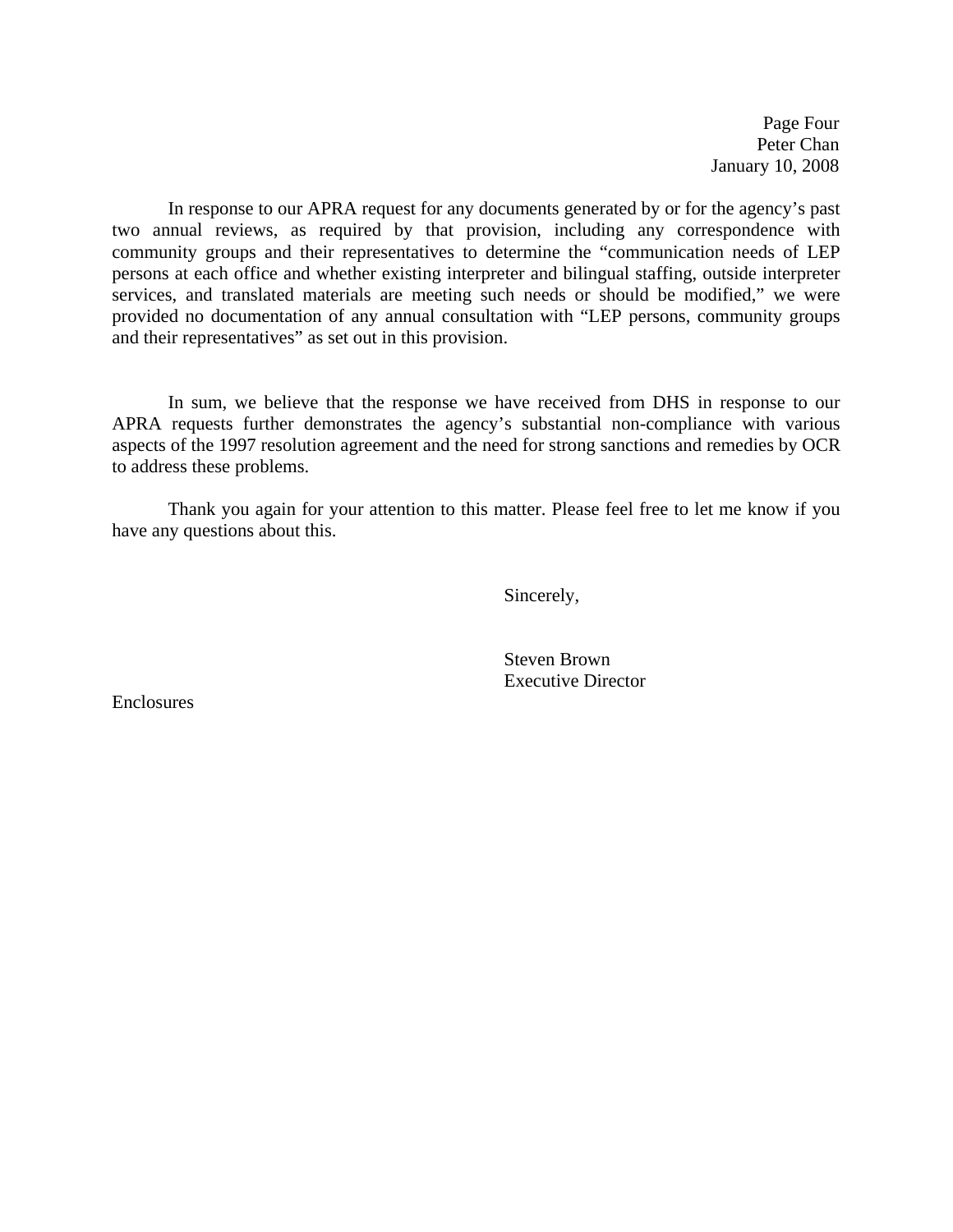In response to our APRA request for any documents generated by or for the agency's past two annual reviews, as required by that provision, including any correspondence with community groups and their representatives to determine the "communication needs of LEP persons at each office and whether existing interpreter and bilingual staffing, outside interpreter services, and translated materials are meeting such needs or should be modified," we were provided no documentation of any annual consultation with "LEP persons, community groups and their representatives" as set out in this provision.

In sum, we believe that the response we have received from DHS in response to our APRA requests further demonstrates the agency's substantial non-compliance with various aspects of the 1997 resolution agreement and the need for strong sanctions and remedies by OCR to address these problems.

Thank you again for your attention to this matter. Please feel free to let me know if you have any questions about this.

Sincerely,

Steven Brown
Executive Director

Enclosures